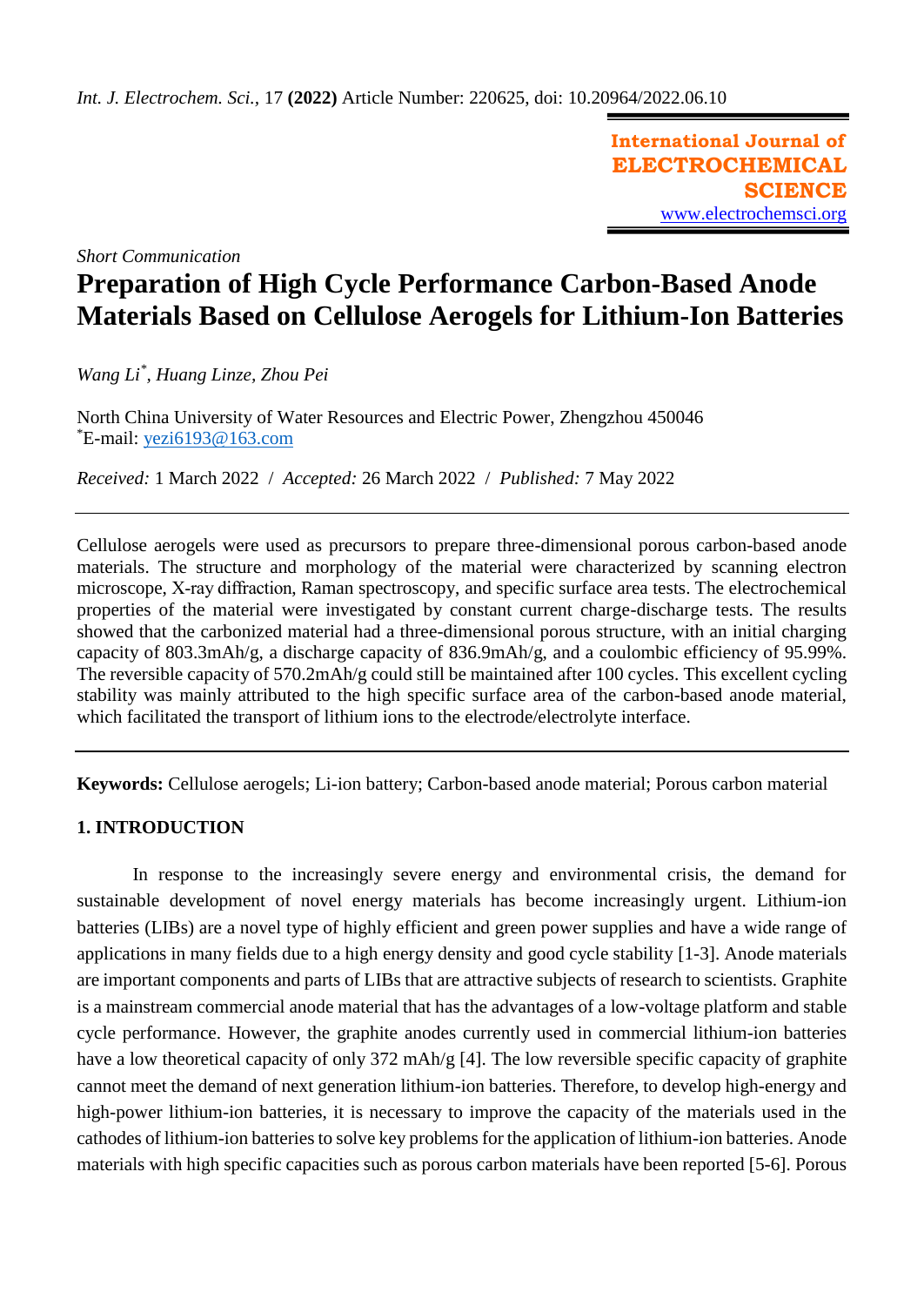*Int. J. Electrochem. Sci.,* 17 **(2022)** Article Number: 220625, doi: 10.20964/2022.06.10

**International Journal of ELECTROCHEMICAL SCIENCE**
www.electrochemsci.org

*Short Communication*

# Preparation of High Cycle Performance Carbon-Based Anode Materials Based on Cellulose Aerogels for Lithium-Ion Batteries

*Wang Li*[*]*, Huang Linze, Zhou Pei*

North China University of Water Resources and Electric Power, Zhengzhou 450046
[*]E-mail: yezi6193@163.com

*Received:* 1 March 2022 / *Accepted:* 26 March 2022 / *Published:* 7 May 2022

Cellulose aerogels were used as precursors to prepare three-dimensional porous carbon-based anode materials. The structure and morphology of the material were characterized by scanning electron microscope, X-ray diffraction, Raman spectroscopy, and specific surface area tests. The electrochemical properties of the material were investigated by constant current charge-discharge tests. The results showed that the carbonized material had a three-dimensional porous structure, with an initial charging capacity of 803.3mAh/g, a discharge capacity of 836.9mAh/g, and a coulombic efficiency of 95.99%. The reversible capacity of 570.2mAh/g could still be maintained after 100 cycles. This excellent cycling stability was mainly attributed to the high specific surface area of the carbon-based anode material, which facilitated the transport of lithium ions to the electrode/electrolyte interface.

**Keywords:** Cellulose aerogels; Li-ion battery; Carbon-based anode material; Porous carbon material

## 1. INTRODUCTION

In response to the increasingly severe energy and environmental crisis, the demand for sustainable development of novel energy materials has become increasingly urgent. Lithium-ion batteries (LIBs) are a novel type of highly efficient and green power supplies and have a wide range of applications in many fields due to a high energy density and good cycle stability [1-3]. Anode materials are important components and parts of LIBs that are attractive subjects of research to scientists. Graphite is a mainstream commercial anode material that has the advantages of a low-voltage platform and stable cycle performance. However, the graphite anodes currently used in commercial lithium-ion batteries have a low theoretical capacity of only 372 mAh/g [4]. The low reversible specific capacity of graphite cannot meet the demand of next generation lithium-ion batteries. Therefore, to develop high-energy and high-power lithium-ion batteries, it is necessary to improve the capacity of the materials used in the cathodes of lithium-ion batteries to solve key problems for the application of lithium-ion batteries. Anode materials with high specific capacities such as porous carbon materials have been reported [5-6]. Porous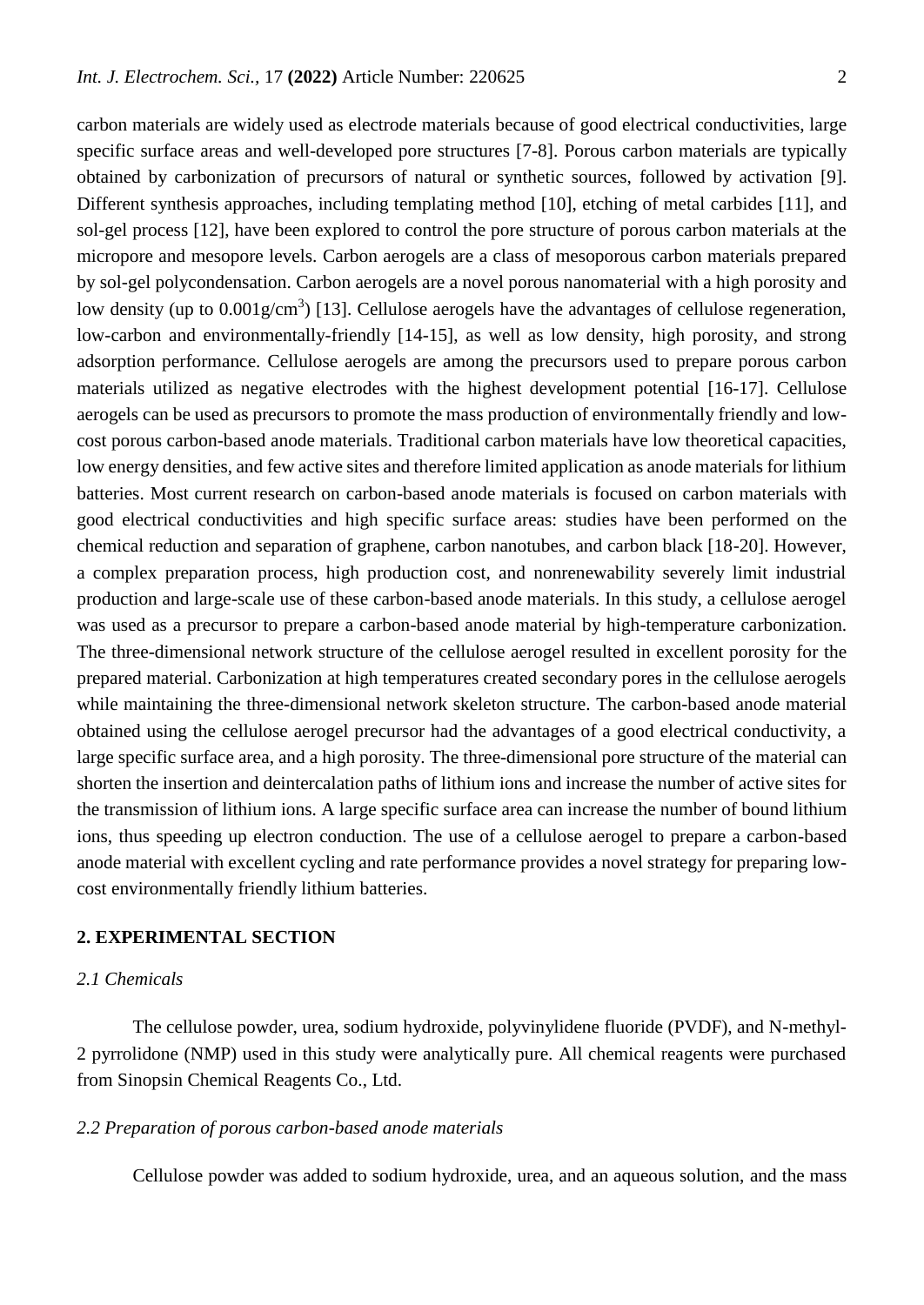carbon materials are widely used as electrode materials because of good electrical conductivities, large specific surface areas and well-developed pore structures [7-8]. Porous carbon materials are typically obtained by carbonization of precursors of natural or synthetic sources, followed by activation [9]. Different synthesis approaches, including templating method [10], etching of metal carbides [11], and sol-gel process [12], have been explored to control the pore structure of porous carbon materials at the micropore and mesopore levels. Carbon aerogels are a class of mesoporous carbon materials prepared by sol-gel polycondensation. Carbon aerogels are a novel porous nanomaterial with a high porosity and low density (up to $0.001 g/cm^3$) [13]. Cellulose aerogels have the advantages of cellulose regeneration, low-carbon and environmentally-friendly [14-15], as well as low density, high porosity, and strong adsorption performance. Cellulose aerogels are among the precursors used to prepare porous carbon materials utilized as negative electrodes with the highest development potential [16-17]. Cellulose aerogels can be used as precursors to promote the mass production of environmentally friendly and low-cost porous carbon-based anode materials. Traditional carbon materials have low theoretical capacities, low energy densities, and few active sites and therefore limited application as anode materials for lithium batteries. Most current research on carbon-based anode materials is focused on carbon materials with good electrical conductivities and high specific surface areas: studies have been performed on the chemical reduction and separation of graphene, carbon nanotubes, and carbon black [18-20]. However, a complex preparation process, high production cost, and nonrenewability severely limit industrial production and large-scale use of these carbon-based anode materials. In this study, a cellulose aerogel was used as a precursor to prepare a carbon-based anode material by high-temperature carbonization. The three-dimensional network structure of the cellulose aerogel resulted in excellent porosity for the prepared material. Carbonization at high temperatures created secondary pores in the cellulose aerogels while maintaining the three-dimensional network skeleton structure. The carbon-based anode material obtained using the cellulose aerogel precursor had the advantages of a good electrical conductivity, a large specific surface area, and a high porosity. The three-dimensional pore structure of the material can shorten the insertion and deintercalation paths of lithium ions and increase the number of active sites for the transmission of lithium ions. A large specific surface area can increase the number of bound lithium ions, thus speeding up electron conduction. The use of a cellulose aerogel to prepare a carbon-based anode material with excellent cycling and rate performance provides a novel strategy for preparing low-cost environmentally friendly lithium batteries.

## 2. EXPERIMENTAL SECTION

### *2.1 Chemicals*

The cellulose powder, urea, sodium hydroxide, polyvinylidene fluoride (PVDF), and N-methyl-2 pyrrolidone (NMP) used in this study were analytically pure. All chemical reagents were purchased from Sinopsin Chemical Reagents Co., Ltd.

### *2.2 Preparation of porous carbon-based anode materials*

Cellulose powder was added to sodium hydroxide, urea, and an aqueous solution, and the mass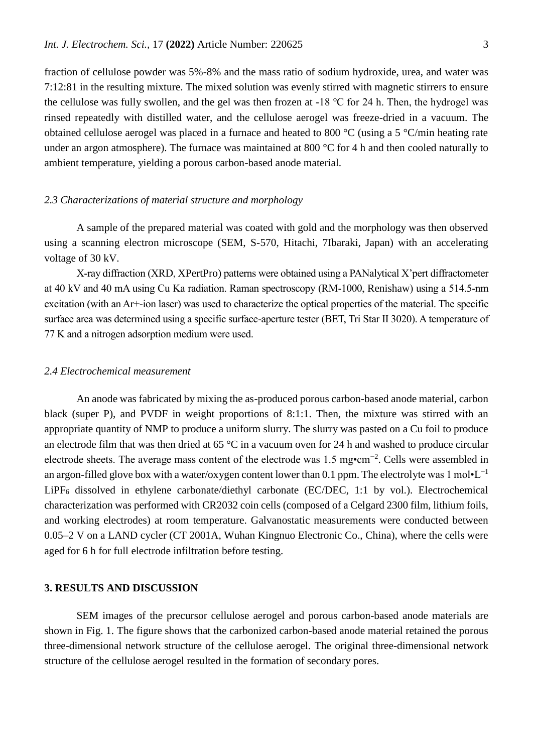fraction of cellulose powder was 5%-8% and the mass ratio of sodium hydroxide, urea, and water was 7:12:81 in the resulting mixture. The mixed solution was evenly stirred with magnetic stirrers to ensure the cellulose was fully swollen, and the gel was then frozen at -18 ℃ for 24 h. Then, the hydrogel was rinsed repeatedly with distilled water, and the cellulose aerogel was freeze-dried in a vacuum. The obtained cellulose aerogel was placed in a furnace and heated to 800 °C (using a 5 °C/min heating rate under an argon atmosphere). The furnace was maintained at 800 °C for 4 h and then cooled naturally to ambient temperature, yielding a porous carbon-based anode material.

### *2.3 Characterizations of material structure and morphology*

A sample of the prepared material was coated with gold and the morphology was then observed using a scanning electron microscope (SEM, S-570, Hitachi, 7Ibaraki, Japan) with an accelerating voltage of 30 kV.

X-ray diffraction (XRD, XPertPro) patterns were obtained using a PANalytical X'pert diffractometer at 40 kV and 40 mA using Cu Ka radiation. Raman spectroscopy (RM-1000, Renishaw) using a 514.5-nm excitation (with an $Ar^{+}$-ion laser) was used to characterize the optical properties of the material. The specific surface area was determined using a specific surface-aperture tester (BET, Tri Star II 3020). A temperature of 77 K and a nitrogen adsorption medium were used.

### *2.4 Electrochemical measurement*

An anode was fabricated by mixing the as-produced porous carbon-based anode material, carbon black (super P), and PVDF in weight proportions of 8:1:1. Then, the mixture was stirred with an appropriate quantity of NMP to produce a uniform slurry. The slurry was pasted on a Cu foil to produce an electrode film that was then dried at 65 °C in a vacuum oven for 24 h and washed to produce circular electrode sheets. The average mass content of the electrode was 1.5 mg•$cm^{-2}$. Cells were assembled in an argon-filled glove box with a water/oxygen content lower than 0.1 ppm. The electrolyte was 1 mol•$L^{-1}$ $LiPF_6$ dissolved in ethylene carbonate/diethyl carbonate (EC/DEC, 1:1 by vol.). Electrochemical characterization was performed with CR2032 coin cells (composed of a Celgard 2300 film, lithium foils, and working electrodes) at room temperature. Galvanostatic measurements were conducted between 0.05–2 V on a LAND cycler (CT 2001A, Wuhan Kingnuo Electronic Co., China), where the cells were aged for 6 h for full electrode infiltration before testing.

## **3. RESULTS AND DISCUSSION**

SEM images of the precursor cellulose aerogel and porous carbon-based anode materials are shown in Fig. 1. The figure shows that the carbonized carbon-based anode material retained the porous three-dimensional network structure of the cellulose aerogel. The original three-dimensional network structure of the cellulose aerogel resulted in the formation of secondary pores.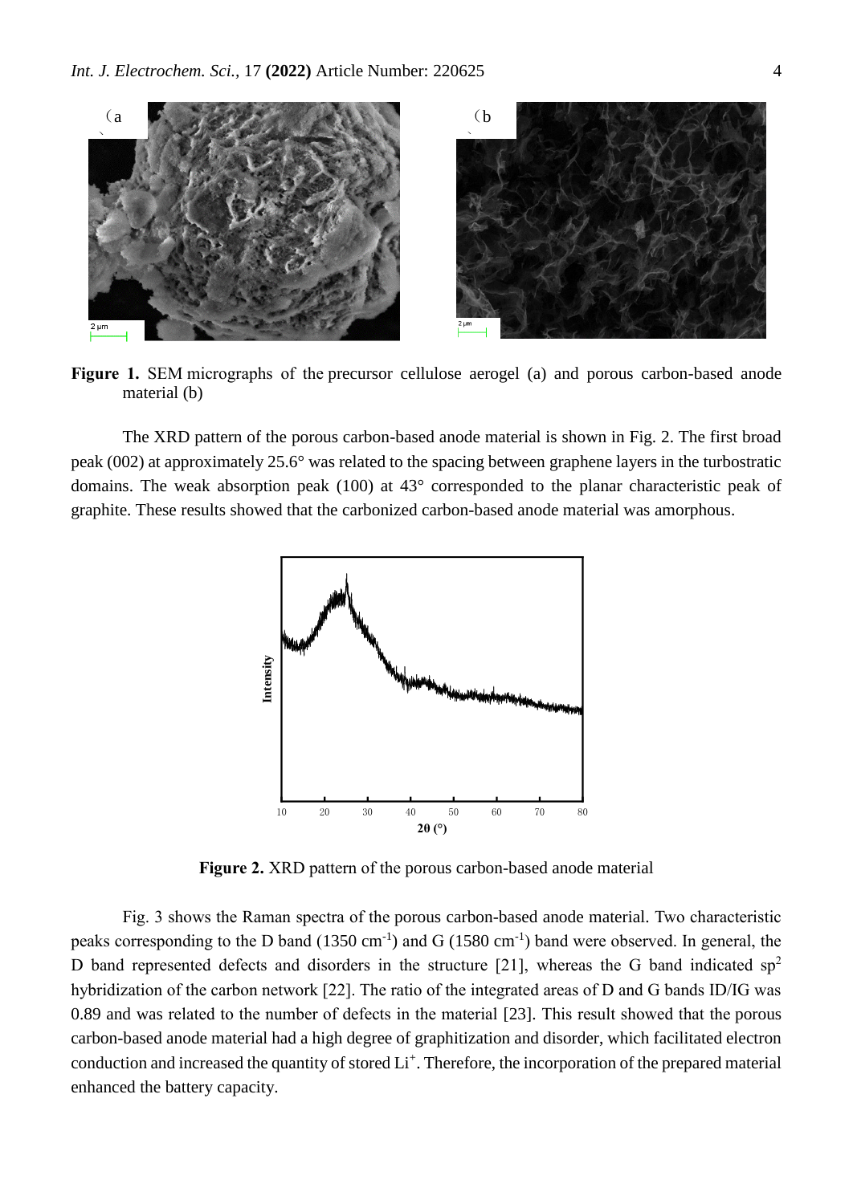**Figure 1.** SEM micrographs of the precursor cellulose aerogel (a) and porous carbon-based anode material (b)

The XRD pattern of the porous carbon-based anode material is shown in Fig. 2. The first broad peak (002) at approximately 25.6° was related to the spacing between graphene layers in the turbostratic domains. The weak absorption peak (100) at 43° corresponded to the planar characteristic peak of graphite. These results showed that the carbonized carbon-based anode material was amorphous.

**Figure 2.** XRD pattern of the porous carbon-based anode material

Fig. 3 shows the Raman spectra of the porous carbon-based anode material. Two characteristic peaks corresponding to the D band (1350 $cm^{-1}$) and G (1580 $cm^{-1}$) band were observed. In general, the D band represented defects and disorders in the structure [21], whereas the G band indicated $sp^2$ hybridization of the carbon network [22]. The ratio of the integrated areas of D and G bands ID/IG was 0.89 and was related to the number of defects in the material [23]. This result showed that the porous carbon-based anode material had a high degree of graphitization and disorder, which facilitated electron conduction and increased the quantity of stored $Li^+$. Therefore, the incorporation of the prepared material enhanced the battery capacity.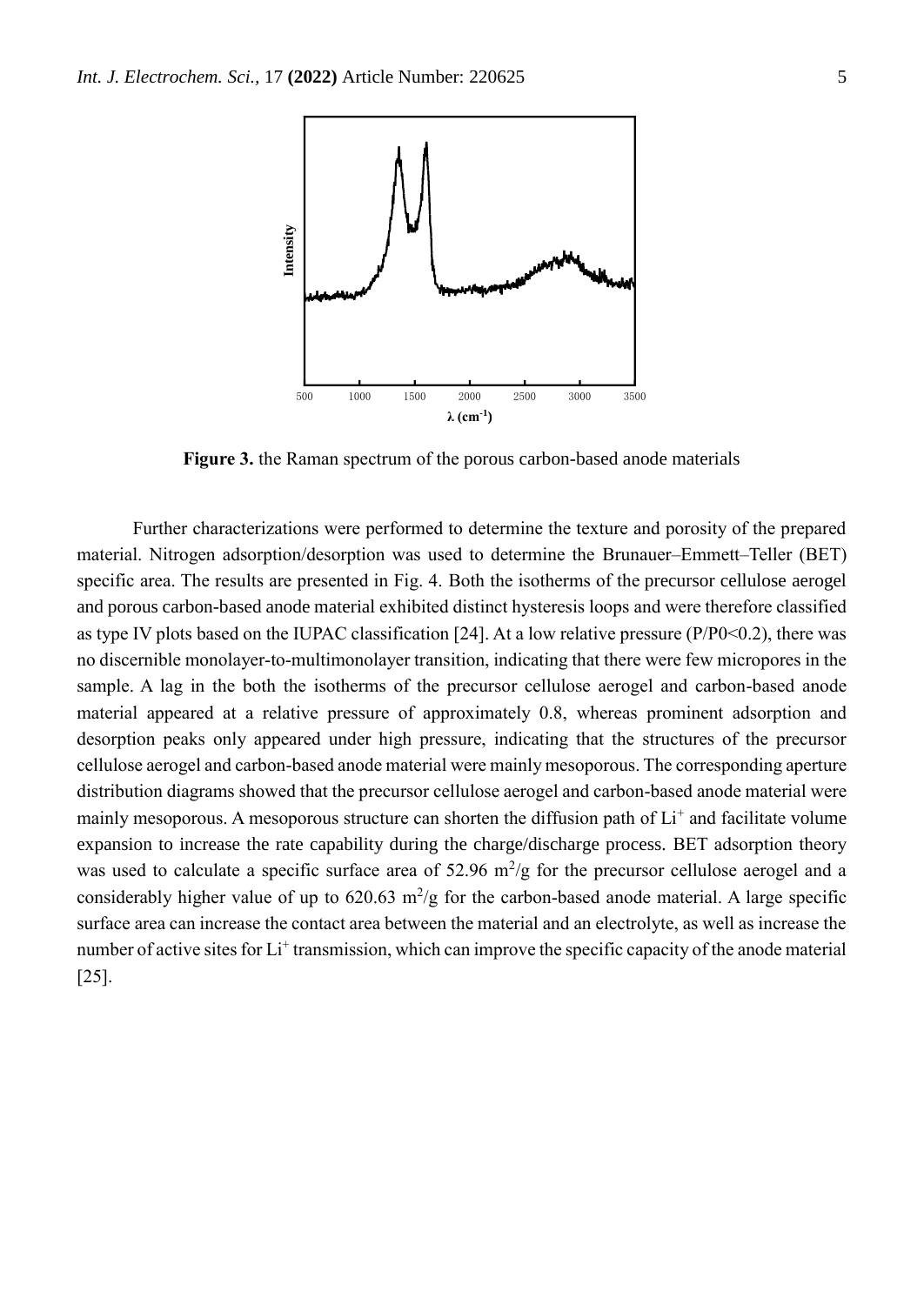**Figure 3.** the Raman spectrum of the porous carbon-based anode materials

Further characterizations were performed to determine the texture and porosity of the prepared material. Nitrogen adsorption/desorption was used to determine the Brunauer–Emmett–Teller (BET) specific area. The results are presented in Fig. 4. Both the isotherms of the precursor cellulose aerogel and porous carbon-based anode material exhibited distinct hysteresis loops and were therefore classified as type IV plots based on the IUPAC classification [24]. At a low relative pressure ($P/P0<0.2$), there was no discernible monolayer-to-multimonolayer transition, indicating that there were few micropores in the sample. A lag in the both the isotherms of the precursor cellulose aerogel and carbon-based anode material appeared at a relative pressure of approximately 0.8, whereas prominent adsorption and desorption peaks only appeared under high pressure, indicating that the structures of the precursor cellulose aerogel and carbon-based anode material were mainly mesoporous. The corresponding aperture distribution diagrams showed that the precursor cellulose aerogel and carbon-based anode material were mainly mesoporous. A mesoporous structure can shorten the diffusion path of $Li^+$ and facilitate volume expansion to increase the rate capability during the charge/discharge process. BET adsorption theory was used to calculate a specific surface area of 52.96 $m^2/g$ for the precursor cellulose aerogel and a considerably higher value of up to 620.63 $m^2/g$ for the carbon-based anode material. A large specific surface area can increase the contact area between the material and an electrolyte, as well as increase the number of active sites for $Li^+$ transmission, which can improve the specific capacity of the anode material [25].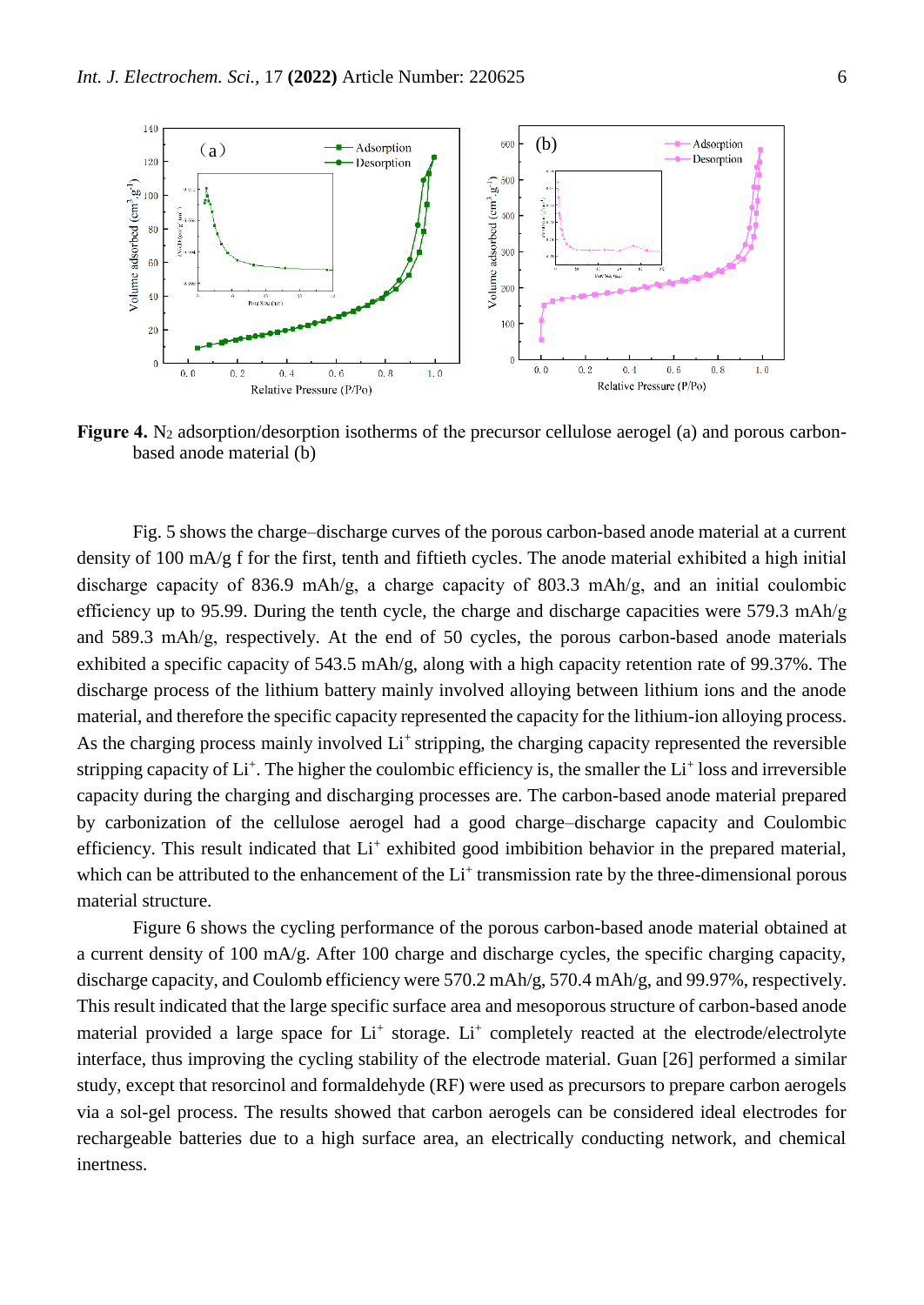**Figure 4.** $N_2$ adsorption/desorption isotherms of the precursor cellulose aerogel (a) and porous carbon-based anode material (b)

Fig. 5 shows the charge–discharge curves of the porous carbon-based anode material at a current density of 100 mA/g f for the first, tenth and fiftieth cycles. The anode material exhibited a high initial discharge capacity of 836.9 mAh/g, a charge capacity of 803.3 mAh/g, and an initial coulombic efficiency up to 95.99. During the tenth cycle, the charge and discharge capacities were 579.3 mAh/g and 589.3 mAh/g, respectively. At the end of 50 cycles, the porous carbon-based anode materials exhibited a specific capacity of 543.5 mAh/g, along with a high capacity retention rate of 99.37%. The discharge process of the lithium battery mainly involved alloying between lithium ions and the anode material, and therefore the specific capacity represented the capacity for the lithium-ion alloying process. As the charging process mainly involved $Li^+$ stripping, the charging capacity represented the reversible stripping capacity of $Li^+$. The higher the coulombic efficiency is, the smaller the $Li^+$ loss and irreversible capacity during the charging and discharging processes are. The carbon-based anode material prepared by carbonization of the cellulose aerogel had a good charge–discharge capacity and Coulombic efficiency. This result indicated that $Li^+$ exhibited good imbibition behavior in the prepared material, which can be attributed to the enhancement of the $Li^+$ transmission rate by the three-dimensional porous material structure.

Figure 6 shows the cycling performance of the porous carbon-based anode material obtained at a current density of 100 mA/g. After 100 charge and discharge cycles, the specific charging capacity, discharge capacity, and Coulomb efficiency were 570.2 mAh/g, 570.4 mAh/g, and 99.97%, respectively. This result indicated that the large specific surface area and mesoporous structure of carbon-based anode material provided a large space for $Li^+$ storage. $Li^+$ completely reacted at the electrode/electrolyte interface, thus improving the cycling stability of the electrode material. Guan [26] performed a similar study, except that resorcinol and formaldehyde (RF) were used as precursors to prepare carbon aerogels via a sol-gel process. The results showed that carbon aerogels can be considered ideal electrodes for rechargeable batteries due to a high surface area, an electrically conducting network, and chemical inertness.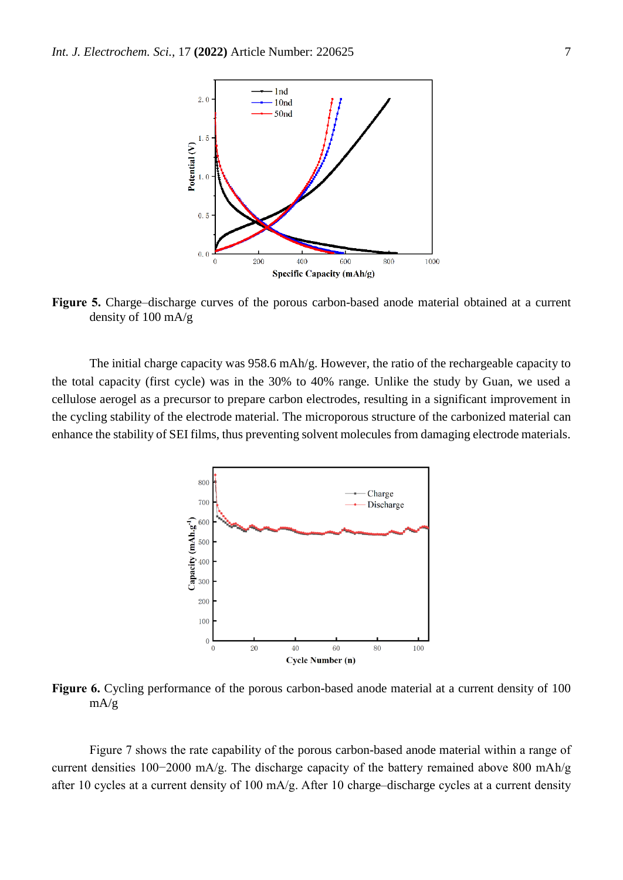**Figure 5.** Charge–discharge curves of the porous carbon-based anode material obtained at a current density of 100 mA/g

The initial charge capacity was 958.6 mAh/g. However, the ratio of the rechargeable capacity to the total capacity (first cycle) was in the 30% to 40% range. Unlike the study by Guan, we used a cellulose aerogel as a precursor to prepare carbon electrodes, resulting in a significant improvement in the cycling stability of the electrode material. The microporous structure of the carbonized material can enhance the stability of SEI films, thus preventing solvent molecules from damaging electrode materials.

**Figure 6.** Cycling performance of the porous carbon-based anode material at a current density of 100 mA/g

Figure 7 shows the rate capability of the porous carbon-based anode material within a range of current densities 100−2000 mA/g. The discharge capacity of the battery remained above 800 mAh/g after 10 cycles at a current density of 100 mA/g. After 10 charge–discharge cycles at a current density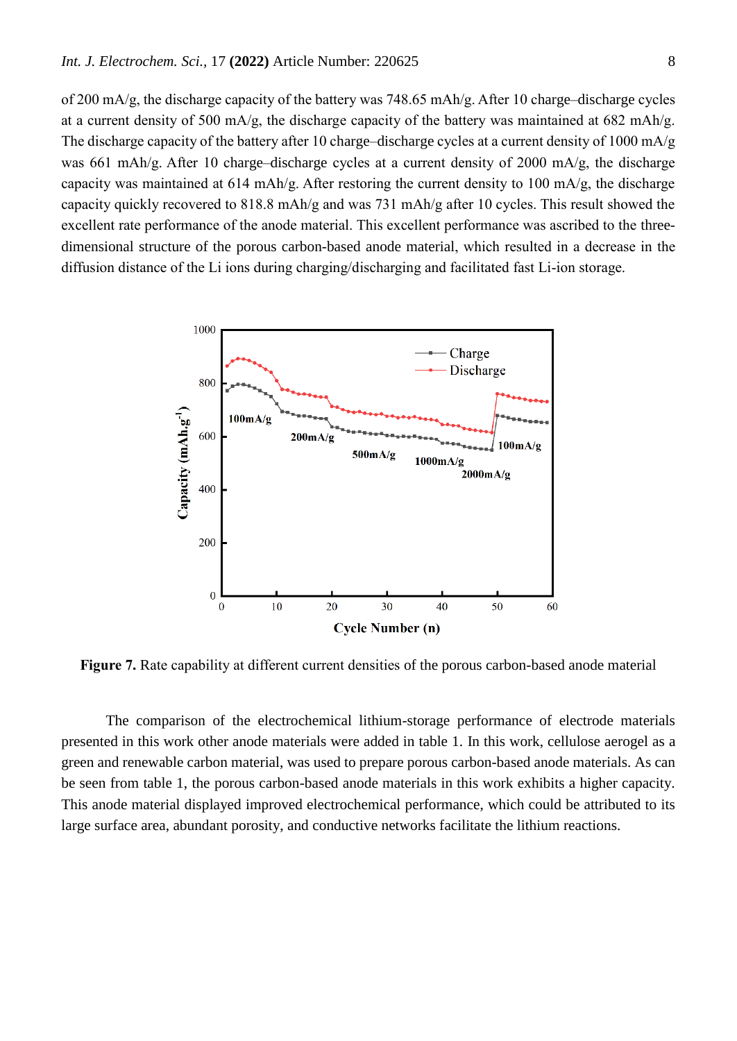of 200 mA/g, the discharge capacity of the battery was 748.65 mAh/g. After 10 charge–discharge cycles at a current density of 500 mA/g, the discharge capacity of the battery was maintained at 682 mAh/g. The discharge capacity of the battery after 10 charge–discharge cycles at a current density of 1000 mA/g was 661 mAh/g. After 10 charge–discharge cycles at a current density of 2000 mA/g, the discharge capacity was maintained at 614 mAh/g. After restoring the current density to 100 mA/g, the discharge capacity quickly recovered to 818.8 mAh/g and was 731 mAh/g after 10 cycles. This result showed the excellent rate performance of the anode material. This excellent performance was ascribed to the three-dimensional structure of the porous carbon-based anode material, which resulted in a decrease in the diffusion distance of the Li ions during charging/discharging and facilitated fast Li-ion storage.

**Figure 7.** Rate capability at different current densities of the porous carbon-based anode material

The comparison of the electrochemical lithium-storage performance of electrode materials presented in this work other anode materials were added in table 1. In this work, cellulose aerogel as a green and renewable carbon material, was used to prepare porous carbon-based anode materials. As can be seen from table 1, the porous carbon-based anode materials in this work exhibits a higher capacity. This anode material displayed improved electrochemical performance, which could be attributed to its large surface area, abundant porosity, and conductive networks facilitate the lithium reactions.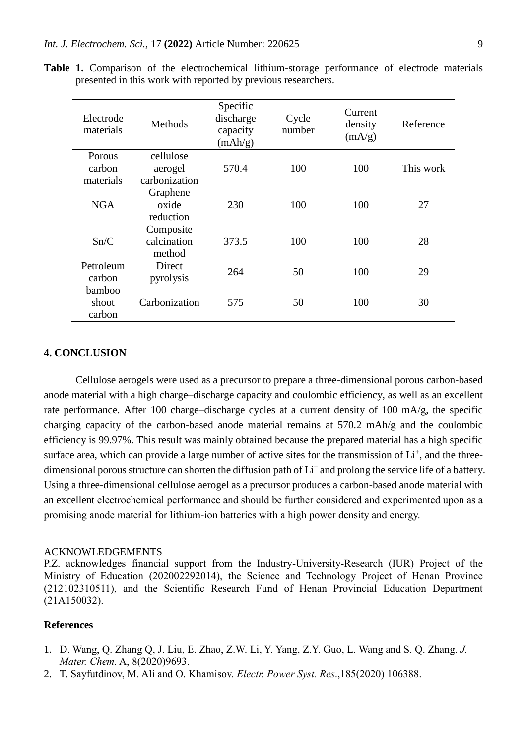**Table 1.** Comparison of the electrochemical lithium-storage performance of electrode materials presented in this work with reported by previous researchers.

| Electrode materials | Methods | Specific discharge capacity (mAh/g) | Cycle number | Current density (mA/g) | Reference |
|---|---|---|---|---|---|
| Porous carbon materials | cellulose aerogel carbonization | 570.4 | 100 | 100 | This work |
| NGA | Graphene oxide reduction | 230 | 100 | 100 | 27 |
| Sn/C | Composite calcination method | 373.5 | 100 | 100 | 28 |
| Petroleum carbon | Direct pyrolysis | 264 | 50 | 100 | 29 |
| bamboo shoot carbon | Carbonization | 575 | 50 | 100 | 30 |

## 4. CONCLUSION

Cellulose aerogels were used as a precursor to prepare a three-dimensional porous carbon-based anode material with a high charge–discharge capacity and coulombic efficiency, as well as an excellent rate performance. After 100 charge–discharge cycles at a current density of 100 mA/g, the specific charging capacity of the carbon-based anode material remains at 570.2 mAh/g and the coulombic efficiency is 99.97%. This result was mainly obtained because the prepared material has a high specific surface area, which can provide a large number of active sites for the transmission of $Li^+$, and the three-dimensional porous structure can shorten the diffusion path of $Li^+$ and prolong the service life of a battery. Using a three-dimensional cellulose aerogel as a precursor produces a carbon-based anode material with an excellent electrochemical performance and should be further considered and experimented upon as a promising anode material for lithium-ion batteries with a high power density and energy.

ACKNOWLEDGEMENTS

P.Z. acknowledges financial support from the Industry-University-Research (IUR) Project of the Ministry of Education (202002292014), the Science and Technology Project of Henan Province (212102310511), and the Scientific Research Fund of Henan Provincial Education Department (21A150032).

## References

1. D. Wang, Q. Zhang Q, J. Liu, E. Zhao, Z.W. Li, Y. Yang, Z.Y. Guo, L. Wang and S. Q. Zhang. *J. Mater. Chem.* A, 8(2020)9693.
2. T. Sayfutdinov, M. Ali and O. Khamisov. *Electr. Power Syst. Res*.,185(2020) 106388.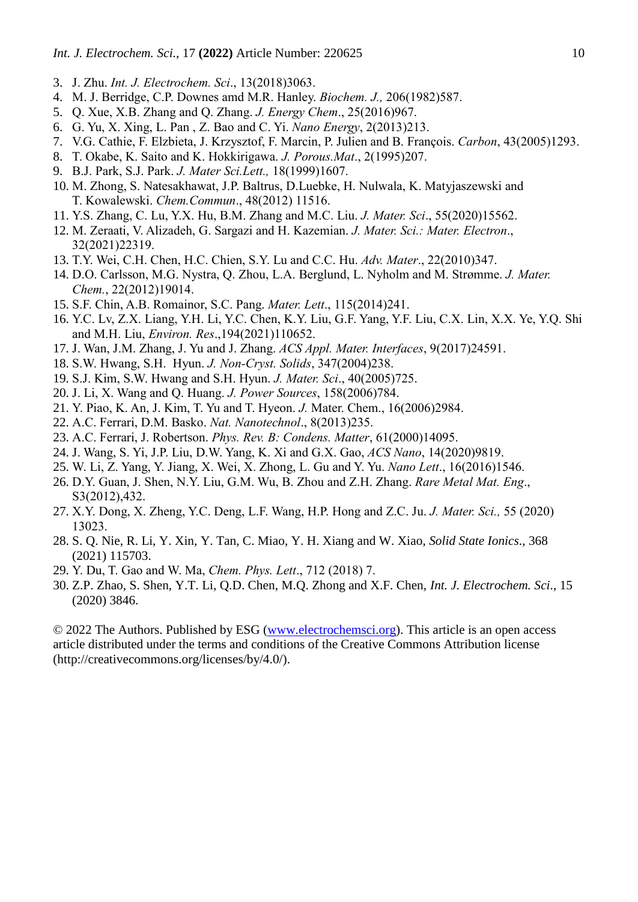3. J. Zhu. *Int. J. Electrochem. Sci*., 13(2018)3063.
4. M. J. Berridge, C.P. Downes amd M.R. Hanley. *Biochem. J.,* 206(1982)587.
5. Q. Xue, X.B. Zhang and Q. Zhang. *J. Energy Chem*., 25(2016)967.
6. G. Yu, X. Xing, L. Pan , Z. Bao and C. Yi. *Nano Energy*, 2(2013)213.
7. V.G. Cathie, F. Elzbieta, J. Krzysztof, F. Marcin, P. Julien and B. François. *Carbon*, 43(2005)1293.
8. T. Okabe, K. Saito and K. Hokkirigawa. *J. Porous.Mat*., 2(1995)207.
9. B.J. Park, S.J. Park. *J. Mater Sci.Lett.,* 18(1999)1607.
10. M. Zhong, S. Natesakhawat, J.P. Baltrus, D.Luebke, H. Nulwala, K. Matyjaszewski and T. Kowalewski. *Chem.Commun*., 48(2012) 11516.
11. Y.S. Zhang, C. Lu, Y.X. Hu, B.M. Zhang and M.C. Liu. *J. Mater. Sci*., 55(2020)15562.
12. M. Zeraati, V. Alizadeh, G. Sargazi and H. Kazemian. *J. Mater. Sci.: Mater. Electron*., 32(2021)22319.
13. T.Y. Wei, C.H. Chen, H.C. Chien, S.Y. Lu and C.C. Hu. *Adv. Mater*., 22(2010)347.
14. D.O. Carlsson, M.G. Nystra, Q. Zhou, L.A. Berglund, L. Nyholm and M. Strømme. *J. Mater. Chem.*, 22(2012)19014.
15. S.F. Chin, A.B. Romainor, S.C. Pang. *Mater. Lett*., 115(2014)241.
16. Y.C. Lv, Z.X. Liang, Y.H. Li, Y.C. Chen, K.Y. Liu, G.F. Yang, Y.F. Liu, C.X. Lin, X.X. Ye, Y.Q. Shi and M.H. Liu, *Environ. Res*.,194(2021)110652.
17. J. Wan, J.M. Zhang, J. Yu and J. Zhang. *ACS Appl. Mater. Interfaces*, 9(2017)24591.
18. S.W. Hwang, S.H. Hyun. *J. Non-Cryst. Solids*, 347(2004)238.
19. S.J. Kim, S.W. Hwang and S.H. Hyun. *J. Mater. Sci*., 40(2005)725.
20. J. Li, X. Wang and Q. Huang. *J. Power Sources*, 158(2006)784.
21. Y. Piao, K. An, J. Kim, T. Yu and T. Hyeon. *J.* Mater. Chem., 16(2006)2984.
22. A.C. Ferrari, D.M. Basko. *Nat. Nanotechnol*., 8(2013)235.
23. A.C. Ferrari, J. Robertson. *Phys. Rev. B: Condens. Matter*, 61(2000)14095.
24. J. Wang, S. Yi, J.P. Liu, D.W. Yang, K. Xi and G.X. Gao, *ACS Nano*, 14(2020)9819.
25. W. Li, Z. Yang, Y. Jiang, X. Wei, X. Zhong, L. Gu and Y. Yu. *Nano Lett*., 16(2016)1546.
26. D.Y. Guan, J. Shen, N.Y. Liu, G.M. Wu, B. Zhou and Z.H. Zhang. *Rare Metal Mat. Eng*., S3(2012),432.
27. X.Y. Dong, X. Zheng, Y.C. Deng, L.F. Wang, H.P. Hong and Z.C. Ju. *J. Mater. Sci.,* 55 (2020) 13023.
28. S. Q. Nie, R. Li, Y. Xin, Y. Tan, C. Miao, Y. H. Xiang and W. Xiao, *Solid State Ionics*., 368 (2021) 115703.
29. Y. Du, T. Gao and W. Ma, *Chem. Phys. Lett*., 712 (2018) 7.
30. Z.P. Zhao, S. Shen, Y.T. Li, Q.D. Chen, M.Q. Zhong and X.F. Chen, *Int. J. Electrochem. Sci*., 15 (2020) 3846.

© 2022 The Authors. Published by ESG (www.electrochemsci.org). This article is an open access article distributed under the terms and conditions of the Creative Commons Attribution license (http://creativecommons.org/licenses/by/4.0/).